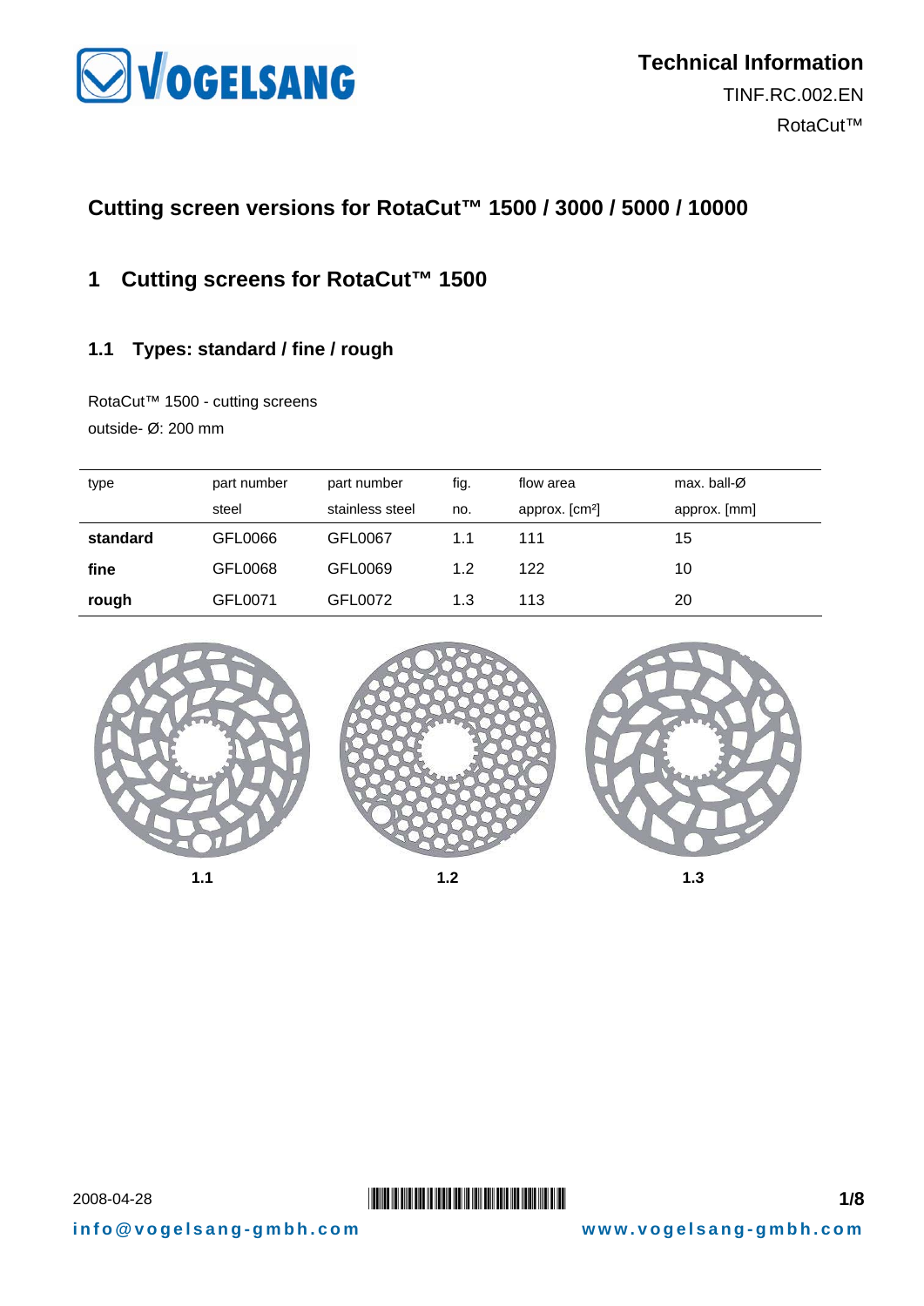# Cutting screen versions for RotaCut™ 1500 / 3000 / 5000 / 10000

## 1 Cutting screens for RotaCut™ 1500

### 1.1 Types: standard / fine / rough

RotaCut™ 1500 - cutting screens
outside- Ø: 200 mm

| type | part number steel | part number stainless steel | fig. no. | flow area approx. [cm²] | max. ball-Ø approx. [mm] |
|---|---|---|---|---|---|
| **standard** | GFL0066 | GFL0067 | 1.1 | 111 | 15 |
| **fine** | GFL0068 | GFL0069 | 1.2 | 122 | 10 |
| **rough** | GFL0071 | GFL0072 | 1.3 | 113 | 20 |

**1.1** **1.2** **1.3**

2008-04-28

info@vogelsang-gmbh.com www.vogelsang-gmbh.com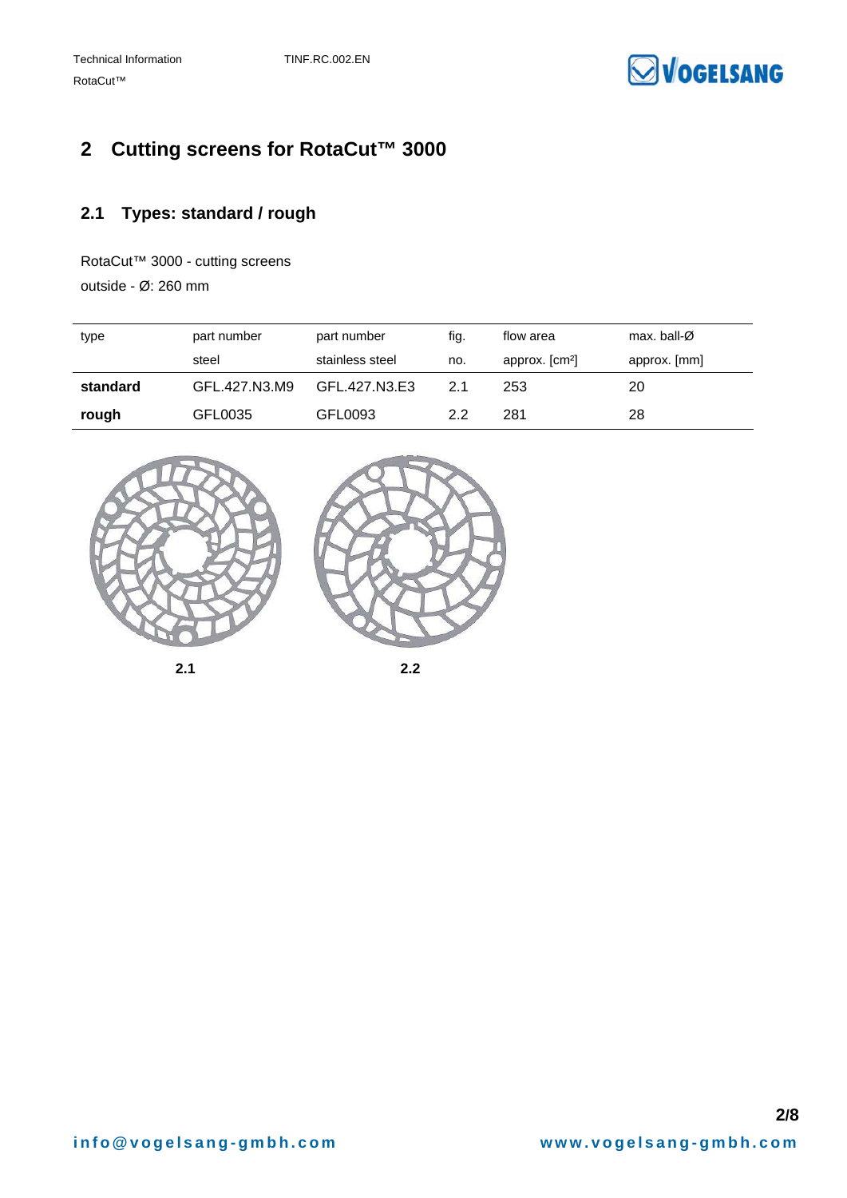# 2 Cutting screens for RotaCut™ 3000

## 2.1 Types: standard / rough

RotaCut™ 3000 - cutting screens

outside - Ø: 260 mm

| type | part number steel | part number stainless steel | fig. no. | flow area approx. [cm²] | max. ball-Ø approx. [mm] |
|---|---|---|---|---|---|
| **standard** | GFL.427.N3.M9 | GFL.427.N3.E3 | 2.1 | 253 | 20 |
| **rough** | GFL0035 | GFL0093 | 2.2 | 281 | 28 |

**2.1**

**2.2**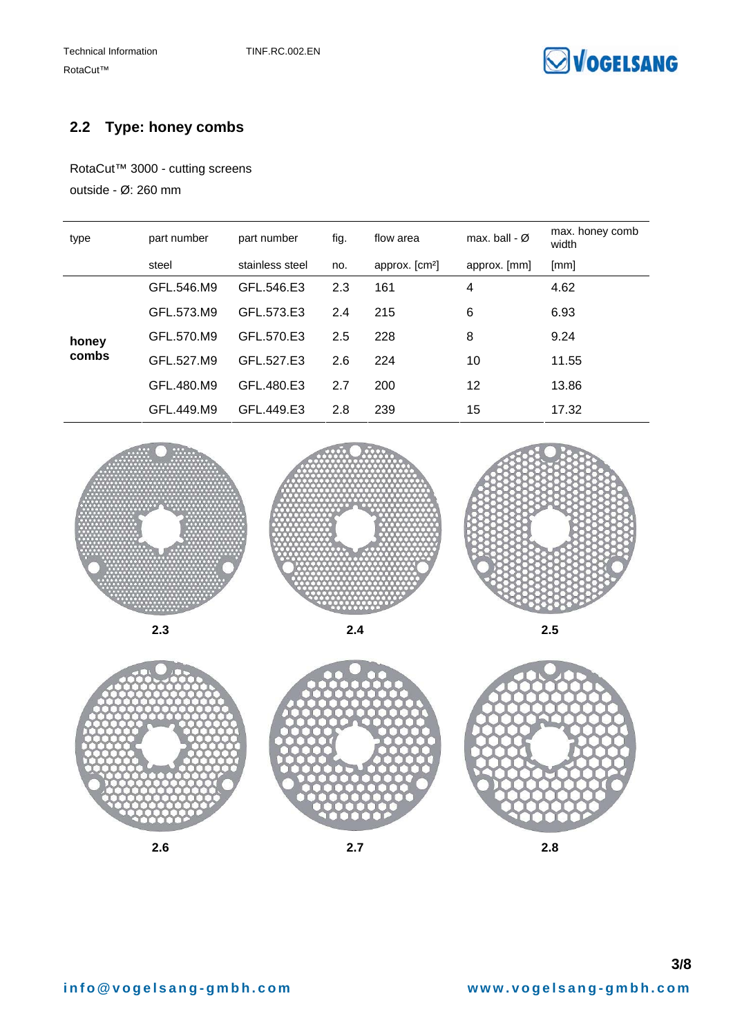## 2.2 Type: honey combs

RotaCut™ 3000 - cutting screens

outside - Ø: 260 mm

| type | part number | part number | fig. | flow area | max. ball - Ø | max. honey comb width |
|---|---|---|---|---|---|---|
| | steel | stainless steel | no. | approx. [cm²] | approx. [mm] | [mm] |
| **honey combs** | GFL.546.M9 | GFL.546.E3 | 2.3 | 161 | 4 | 4.62 |
| | GFL.573.M9 | GFL.573.E3 | 2.4 | 215 | 6 | 6.93 |
| | GFL.570.M9 | GFL.570.E3 | 2.5 | 228 | 8 | 9.24 |
| | GFL.527.M9 | GFL.527.E3 | 2.6 | 224 | 10 | 11.55 |
| | GFL.480.M9 | GFL.480.E3 | 2.7 | 200 | 12 | 13.86 |
| | GFL.449.M9 | GFL.449.E3 | 2.8 | 239 | 15 | 17.32 |

**2.3** **2.4** **2.5**

**2.6** **2.7** **2.8**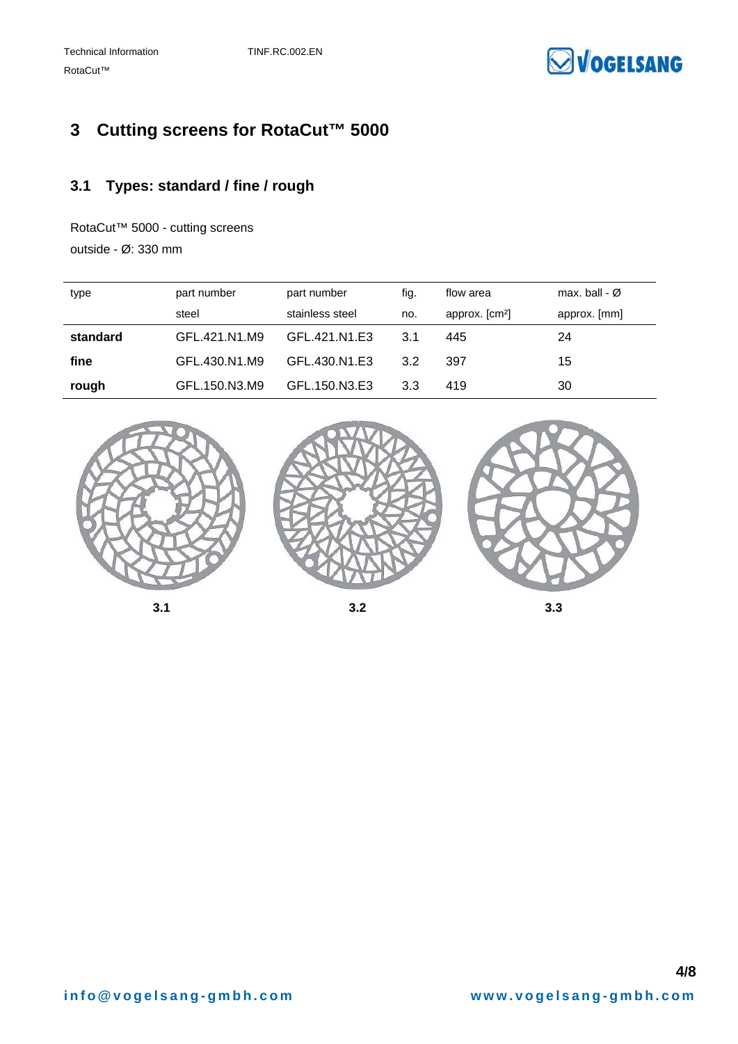# 3 Cutting screens for RotaCut™ 5000

## 3.1 Types: standard / fine / rough

RotaCut™ 5000 - cutting screens
outside - Ø: 330 mm

| type | part number steel | part number stainless steel | fig. no. | flow area approx. [cm²] | max. ball - Ø approx. [mm] |
|---|---|---|---|---|---|
| **standard** | GFL.421.N1.M9 | GFL.421.N1.E3 | 3.1 | 445 | 24 |
| **fine** | GFL.430.N1.M9 | GFL.430.N1.E3 | 3.2 | 397 | 15 |
| **rough** | GFL.150.N3.M9 | GFL.150.N3.E3 | 3.3 | 419 | 30 |

**3.1** **3.2** **3.3**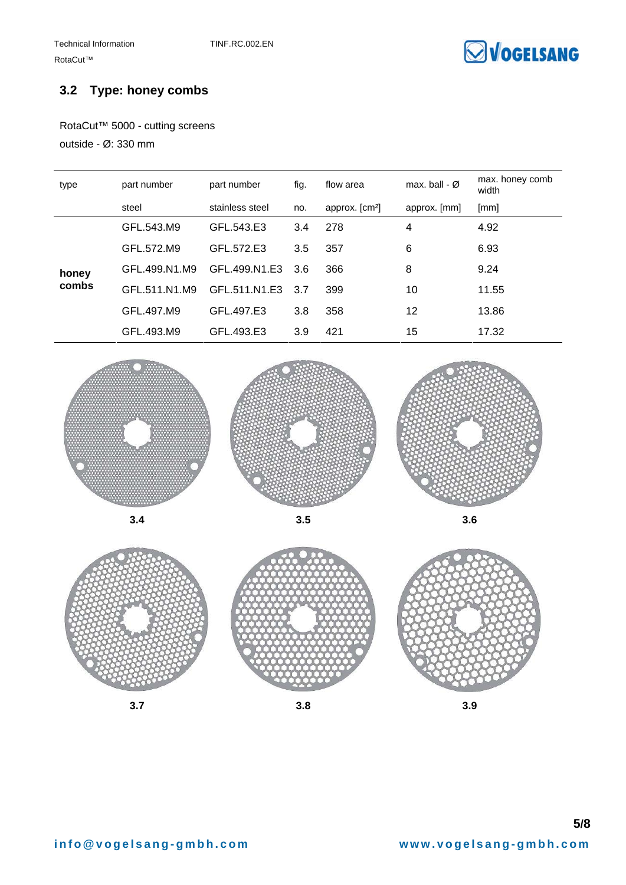## 3.2 Type: honey combs

RotaCut™ 5000 - cutting screens

outside - Ø: 330 mm

| type | part number | part number | fig. | flow area | max. ball - Ø | max. honey comb width |
|---|---|---|---|---|---|---|
| | steel | stainless steel | no. | approx. [cm²] | approx. [mm] | [mm] |
| **honey combs** | GFL.543.M9 | GFL.543.E3 | 3.4 | 278 | 4 | 4.92 |
| | GFL.572.M9 | GFL.572.E3 | 3.5 | 357 | 6 | 6.93 |
| | GFL.499.N1.M9 | GFL.499.N1.E3 | 3.6 | 366 | 8 | 9.24 |
| | GFL.511.N1.M9 | GFL.511.N1.E3 | 3.7 | 399 | 10 | 11.55 |
| | GFL.497.M9 | GFL.497.E3 | 3.8 | 358 | 12 | 13.86 |
| | GFL.493.M9 | GFL.493.E3 | 3.9 | 421 | 15 | 17.32 |

3.4

3.5

3.6

3.7

3.8

3.9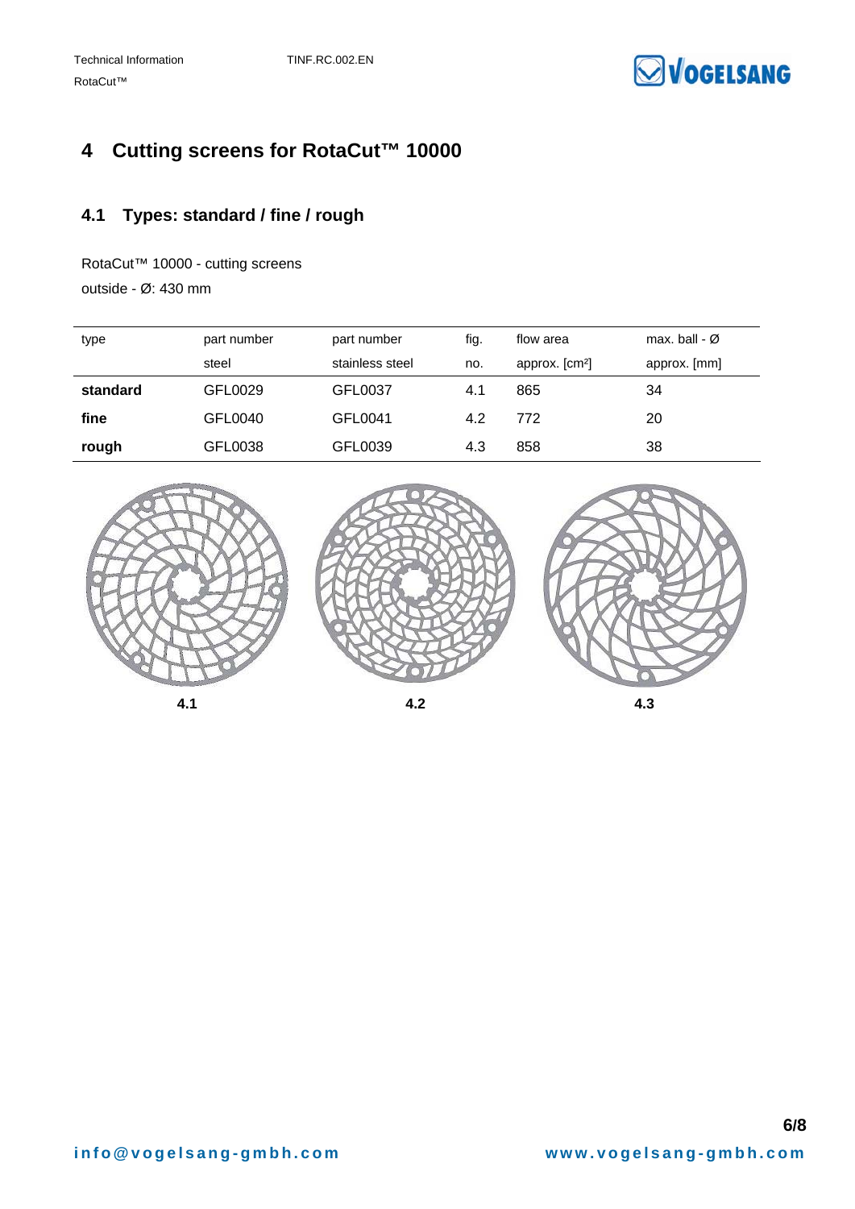# 4 Cutting screens for RotaCut™ 10000

## 4.1 Types: standard / fine / rough

RotaCut™ 10000 - cutting screens
outside - Ø: 430 mm

| type | part number steel | part number stainless steel | fig. no. | flow area approx. [cm²] | max. ball - Ø approx. [mm] |
|---|---|---|---|---|---|
| **standard** | GFL0029 | GFL0037 | 4.1 | 865 | 34 |
| **fine** | GFL0040 | GFL0041 | 4.2 | 772 | 20 |
| **rough** | GFL0038 | GFL0039 | 4.3 | 858 | 38 |

**4.1** **4.2** **4.3**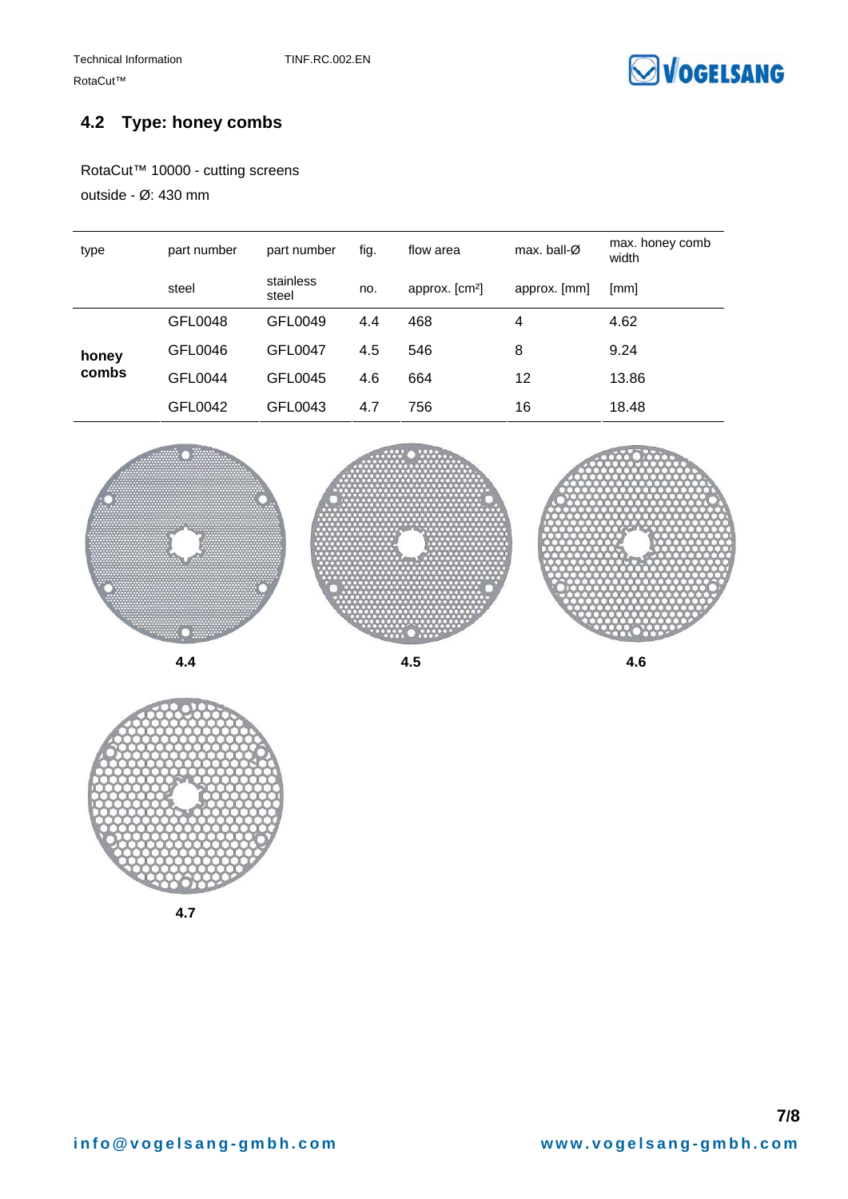## 4.2 Type: honey combs

RotaCut™ 10000 - cutting screens

outside - Ø: 430 mm

| type | part number | part number | fig. | flow area | max. ball-Ø | max. honey comb width |
|---|---|---|---|---|---|---|
| | steel | stainless steel | no. | approx. [cm²] | approx. [mm] | [mm] |
| **honey combs** | GFL0048 | GFL0049 | 4.4 | 468 | 4 | 4.62 |
| | GFL0046 | GFL0047 | 4.5 | 546 | 8 | 9.24 |
| | GFL0044 | GFL0045 | 4.6 | 664 | 12 | 13.86 |
| | GFL0042 | GFL0043 | 4.7 | 756 | 16 | 18.48 |

**4.4**

**4.5**

**4.6**

**4.7**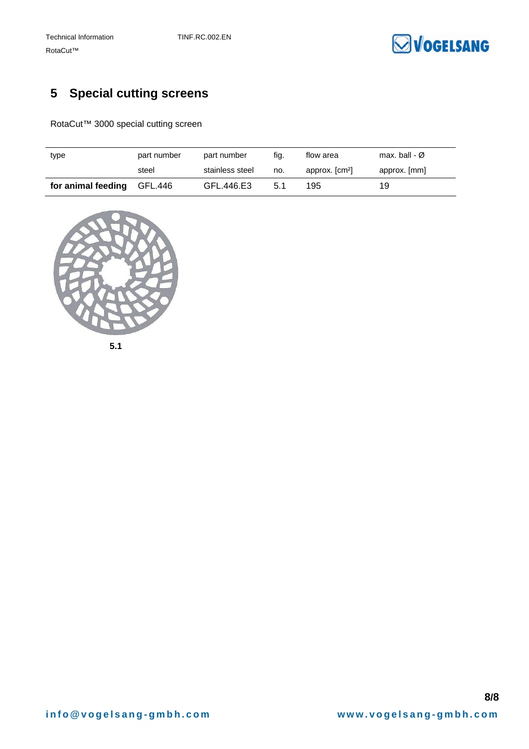# 5 Special cutting screens

RotaCut™ 3000 special cutting screen

| type | part number steel | part number stainless steel | fig. no. | flow area approx. [cm²] | max. ball - Ø approx. [mm] |
|---|---|---|---|---|---|
| **for animal feeding** | GFL.446 | GFL.446.E3 | 5.1 | 195 | 19 |

5.1